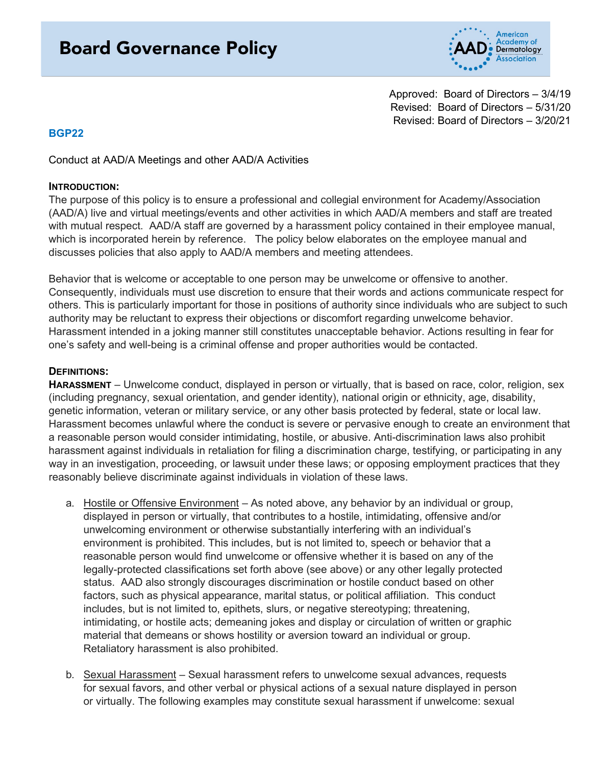# Board Governance Policy

Approved: Board of Directors – 3/4/19
Revised: Board of Directors – 5/31/20
Revised: Board of Directors – 3/20/21

**BGP22**

Conduct at AAD/A Meetings and other AAD/A Activities

**INTRODUCTION:**
The purpose of this policy is to ensure a professional and collegial environment for Academy/Association (AAD/A) live and virtual meetings/events and other activities in which AAD/A members and staff are treated with mutual respect. AAD/A staff are governed by a harassment policy contained in their employee manual, which is incorporated herein by reference. The policy below elaborates on the employee manual and discusses policies that also apply to AAD/A members and meeting attendees.

Behavior that is welcome or acceptable to one person may be unwelcome or offensive to another. Consequently, individuals must use discretion to ensure that their words and actions communicate respect for others. This is particularly important for those in positions of authority since individuals who are subject to such authority may be reluctant to express their objections or discomfort regarding unwelcome behavior. Harassment intended in a joking manner still constitutes unacceptable behavior. Actions resulting in fear for one's safety and well-being is a criminal offense and proper authorities would be contacted.

**DEFINITIONS:**
**HARASSMENT** – Unwelcome conduct, displayed in person or virtually, that is based on race, color, religion, sex (including pregnancy, sexual orientation, and gender identity), national origin or ethnicity, age, disability, genetic information, veteran or military service, or any other basis protected by federal, state or local law. Harassment becomes unlawful where the conduct is severe or pervasive enough to create an environment that a reasonable person would consider intimidating, hostile, or abusive. Anti-discrimination laws also prohibit harassment against individuals in retaliation for filing a discrimination charge, testifying, or participating in any way in an investigation, proceeding, or lawsuit under these laws; or opposing employment practices that they reasonably believe discriminate against individuals in violation of these laws.

a. Hostile or Offensive Environment – As noted above, any behavior by an individual or group, displayed in person or virtually, that contributes to a hostile, intimidating, offensive and/or unwelcoming environment or otherwise substantially interfering with an individual's environment is prohibited. This includes, but is not limited to, speech or behavior that a reasonable person would find unwelcome or offensive whether it is based on any of the legally-protected classifications set forth above (see above) or any other legally protected status. AAD also strongly discourages discrimination or hostile conduct based on other factors, such as physical appearance, marital status, or political affiliation. This conduct includes, but is not limited to, epithets, slurs, or negative stereotyping; threatening, intimidating, or hostile acts; demeaning jokes and display or circulation of written or graphic material that demeans or shows hostility or aversion toward an individual or group. Retaliatory harassment is also prohibited.

b. Sexual Harassment – Sexual harassment refers to unwelcome sexual advances, requests for sexual favors, and other verbal or physical actions of a sexual nature displayed in person or virtually. The following examples may constitute sexual harassment if unwelcome: sexual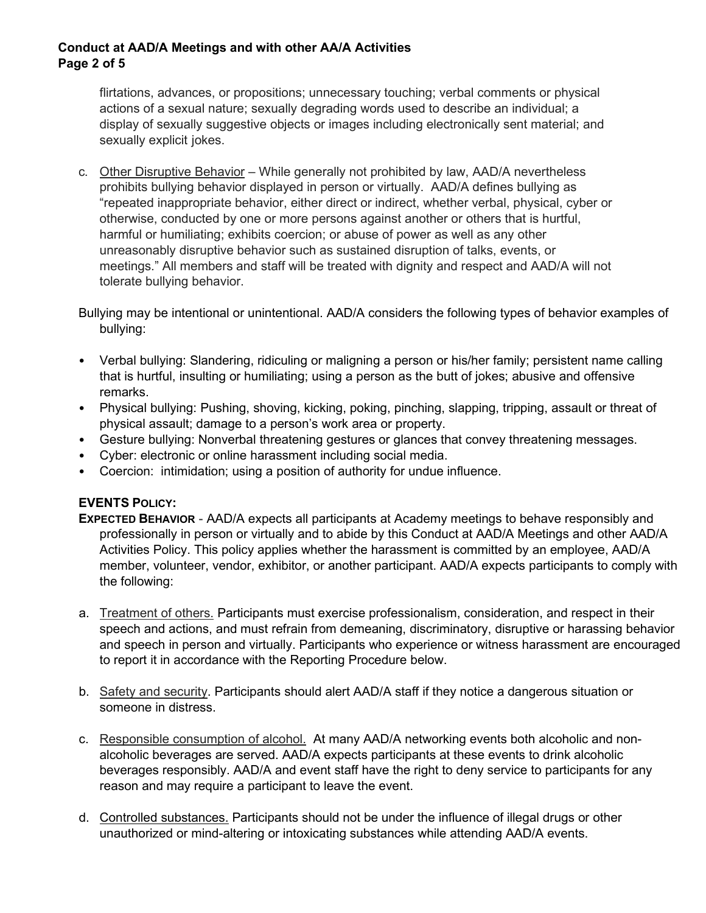flirtations, advances, or propositions; unnecessary touching; verbal comments or physical actions of a sexual nature; sexually degrading words used to describe an individual; a display of sexually suggestive objects or images including electronically sent material; and sexually explicit jokes.

c. Other Disruptive Behavior – While generally not prohibited by law, AAD/A nevertheless prohibits bullying behavior displayed in person or virtually. AAD/A defines bullying as "repeated inappropriate behavior, either direct or indirect, whether verbal, physical, cyber or otherwise, conducted by one or more persons against another or others that is hurtful, harmful or humiliating; exhibits coercion; or abuse of power as well as any other unreasonably disruptive behavior such as sustained disruption of talks, events, or meetings." All members and staff will be treated with dignity and respect and AAD/A will not tolerate bullying behavior.

Bullying may be intentional or unintentional. AAD/A considers the following types of behavior examples of bullying:

- Verbal bullying: Slandering, ridiculing or maligning a person or his/her family; persistent name calling that is hurtful, insulting or humiliating; using a person as the butt of jokes; abusive and offensive remarks.
- Physical bullying: Pushing, shoving, kicking, poking, pinching, slapping, tripping, assault or threat of physical assault; damage to a person's work area or property.
- Gesture bullying: Nonverbal threatening gestures or glances that convey threatening messages.
- Cyber: electronic or online harassment including social media.
- Coercion: intimidation; using a position of authority for undue influence.

## EVENTS POLICY:

**EXPECTED BEHAVIOR** - AAD/A expects all participants at Academy meetings to behave responsibly and professionally in person or virtually and to abide by this Conduct at AAD/A Meetings and other AAD/A Activities Policy. This policy applies whether the harassment is committed by an employee, AAD/A member, volunteer, vendor, exhibitor, or another participant. AAD/A expects participants to comply with the following:

a. Treatment of others. Participants must exercise professionalism, consideration, and respect in their speech and actions, and must refrain from demeaning, discriminatory, disruptive or harassing behavior and speech in person and virtually. Participants who experience or witness harassment are encouraged to report it in accordance with the Reporting Procedure below.

b. Safety and security. Participants should alert AAD/A staff if they notice a dangerous situation or someone in distress.

c. Responsible consumption of alcohol. At many AAD/A networking events both alcoholic and non-alcoholic beverages are served. AAD/A expects participants at these events to drink alcoholic beverages responsibly. AAD/A and event staff have the right to deny service to participants for any reason and may require a participant to leave the event.

d. Controlled substances. Participants should not be under the influence of illegal drugs or other unauthorized or mind-altering or intoxicating substances while attending AAD/A events.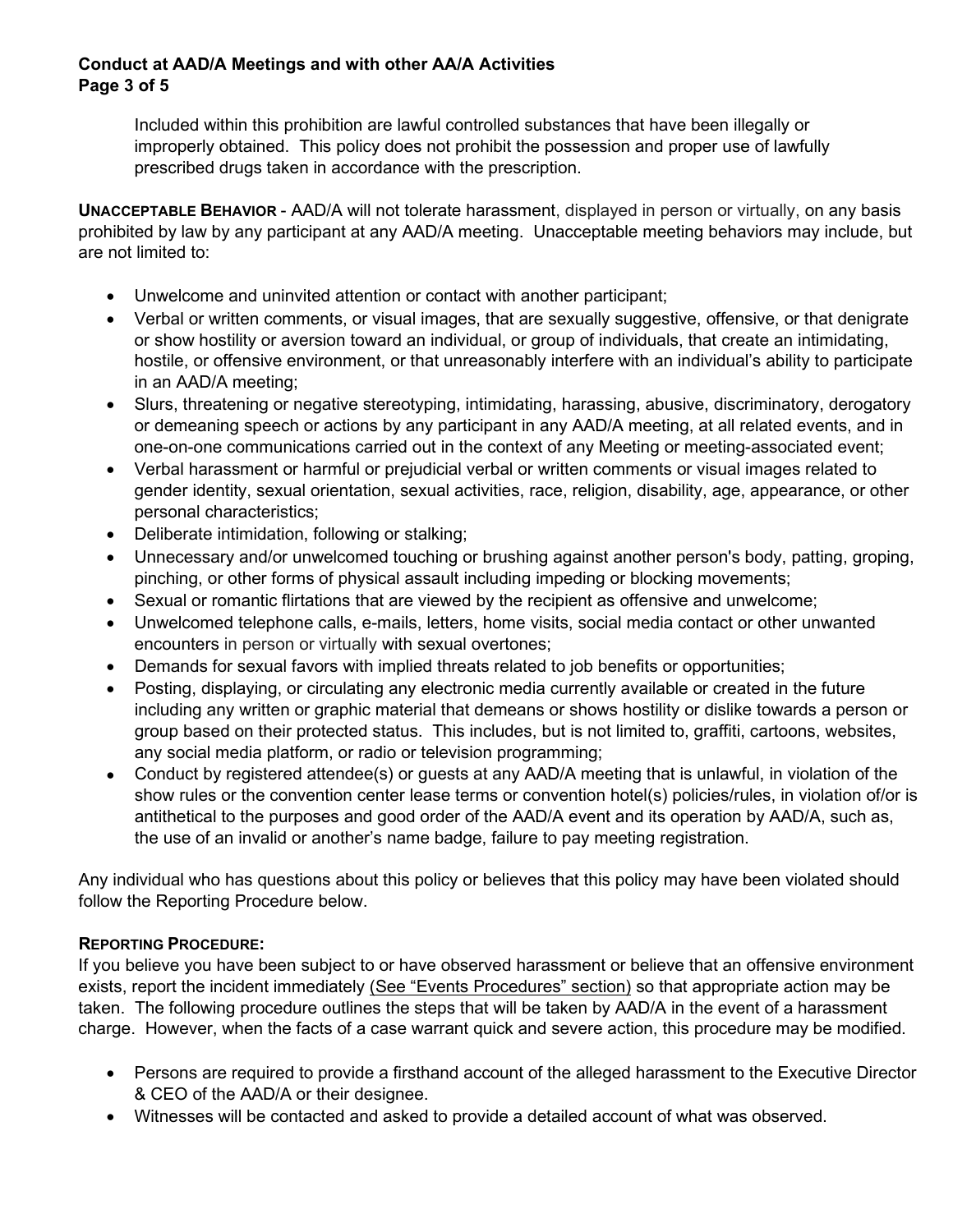Included within this prohibition are lawful controlled substances that have been illegally or improperly obtained. This policy does not prohibit the possession and proper use of lawfully prescribed drugs taken in accordance with the prescription.

**UNACCEPTABLE BEHAVIOR** - AAD/A will not tolerate harassment, displayed in person or virtually, on any basis prohibited by law by any participant at any AAD/A meeting. Unacceptable meeting behaviors may include, but are not limited to:

- Unwelcome and uninvited attention or contact with another participant;
- Verbal or written comments, or visual images, that are sexually suggestive, offensive, or that denigrate or show hostility or aversion toward an individual, or group of individuals, that create an intimidating, hostile, or offensive environment, or that unreasonably interfere with an individual's ability to participate in an AAD/A meeting;
- Slurs, threatening or negative stereotyping, intimidating, harassing, abusive, discriminatory, derogatory or demeaning speech or actions by any participant in any AAD/A meeting, at all related events, and in one-on-one communications carried out in the context of any Meeting or meeting-associated event;
- Verbal harassment or harmful or prejudicial verbal or written comments or visual images related to gender identity, sexual orientation, sexual activities, race, religion, disability, age, appearance, or other personal characteristics;
- Deliberate intimidation, following or stalking;
- Unnecessary and/or unwelcomed touching or brushing against another person's body, patting, groping, pinching, or other forms of physical assault including impeding or blocking movements;
- Sexual or romantic flirtations that are viewed by the recipient as offensive and unwelcome;
- Unwelcomed telephone calls, e-mails, letters, home visits, social media contact or other unwanted encounters in person or virtually with sexual overtones;
- Demands for sexual favors with implied threats related to job benefits or opportunities;
- Posting, displaying, or circulating any electronic media currently available or created in the future including any written or graphic material that demeans or shows hostility or dislike towards a person or group based on their protected status. This includes, but is not limited to, graffiti, cartoons, websites, any social media platform, or radio or television programming;
- Conduct by registered attendee(s) or guests at any AAD/A meeting that is unlawful, in violation of the show rules or the convention center lease terms or convention hotel(s) policies/rules, in violation of/or is antithetical to the purposes and good order of the AAD/A event and its operation by AAD/A, such as, the use of an invalid or another's name badge, failure to pay meeting registration.

Any individual who has questions about this policy or believes that this policy may have been violated should follow the Reporting Procedure below.

**REPORTING PROCEDURE:**

If you believe you have been subject to or have observed harassment or believe that an offensive environment exists, report the incident immediately (See "Events Procedures" section) so that appropriate action may be taken. The following procedure outlines the steps that will be taken by AAD/A in the event of a harassment charge. However, when the facts of a case warrant quick and severe action, this procedure may be modified.

- Persons are required to provide a firsthand account of the alleged harassment to the Executive Director & CEO of the AAD/A or their designee.
- Witnesses will be contacted and asked to provide a detailed account of what was observed.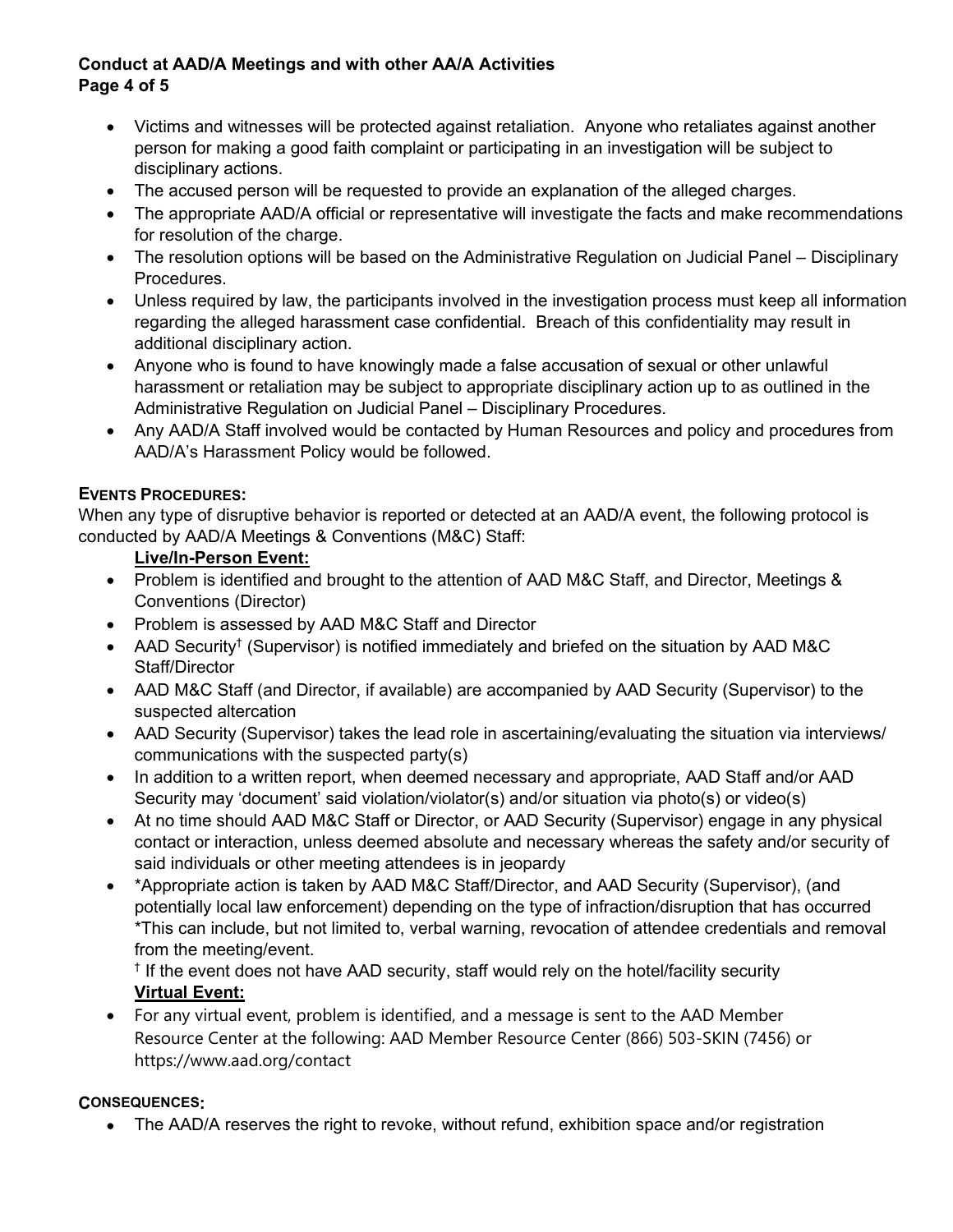- Victims and witnesses will be protected against retaliation. Anyone who retaliates against another person for making a good faith complaint or participating in an investigation will be subject to disciplinary actions.
- The accused person will be requested to provide an explanation of the alleged charges.
- The appropriate AAD/A official or representative will investigate the facts and make recommendations for resolution of the charge.
- The resolution options will be based on the Administrative Regulation on Judicial Panel – Disciplinary Procedures.
- Unless required by law, the participants involved in the investigation process must keep all information regarding the alleged harassment case confidential. Breach of this confidentiality may result in additional disciplinary action.
- Anyone who is found to have knowingly made a false accusation of sexual or other unlawful harassment or retaliation may be subject to appropriate disciplinary action up to as outlined in the Administrative Regulation on Judicial Panel – Disciplinary Procedures.
- Any AAD/A Staff involved would be contacted by Human Resources and policy and procedures from AAD/A's Harassment Policy would be followed.

**EVENTS PROCEDURES:**

When any type of disruptive behavior is reported or detected at an AAD/A event, the following protocol is conducted by AAD/A Meetings & Conventions (M&C) Staff:

**Live/In-Person Event:**

- Problem is identified and brought to the attention of AAD M&C Staff, and Director, Meetings & Conventions (Director)
- Problem is assessed by AAD M&C Staff and Director
- AAD Security[†] (Supervisor) is notified immediately and briefed on the situation by AAD M&C Staff/Director
- AAD M&C Staff (and Director, if available) are accompanied by AAD Security (Supervisor) to the suspected altercation
- AAD Security (Supervisor) takes the lead role in ascertaining/evaluating the situation via interviews/ communications with the suspected party(s)
- In addition to a written report, when deemed necessary and appropriate, AAD Staff and/or AAD Security may 'document' said violation/violator(s) and/or situation via photo(s) or video(s)
- At no time should AAD M&C Staff or Director, or AAD Security (Supervisor) engage in any physical contact or interaction, unless deemed absolute and necessary whereas the safety and/or security of said individuals or other meeting attendees is in jeopardy
- *Appropriate action is taken by AAD M&C Staff/Director, and AAD Security (Supervisor), (and potentially local law enforcement) depending on the type of infraction/disruption that has occurred *This can include, but not limited to, verbal warning, revocation of attendee credentials and removal from the meeting/event.

[†] If the event does not have AAD security, staff would rely on the hotel/facility security

**Virtual Event:**

- For any virtual event, problem is identified, and a message is sent to the AAD Member Resource Center at the following: AAD Member Resource Center (866) 503-SKIN (7456) or https://www.aad.org/contact

**CONSEQUENCES:**

- The AAD/A reserves the right to revoke, without refund, exhibition space and/or registration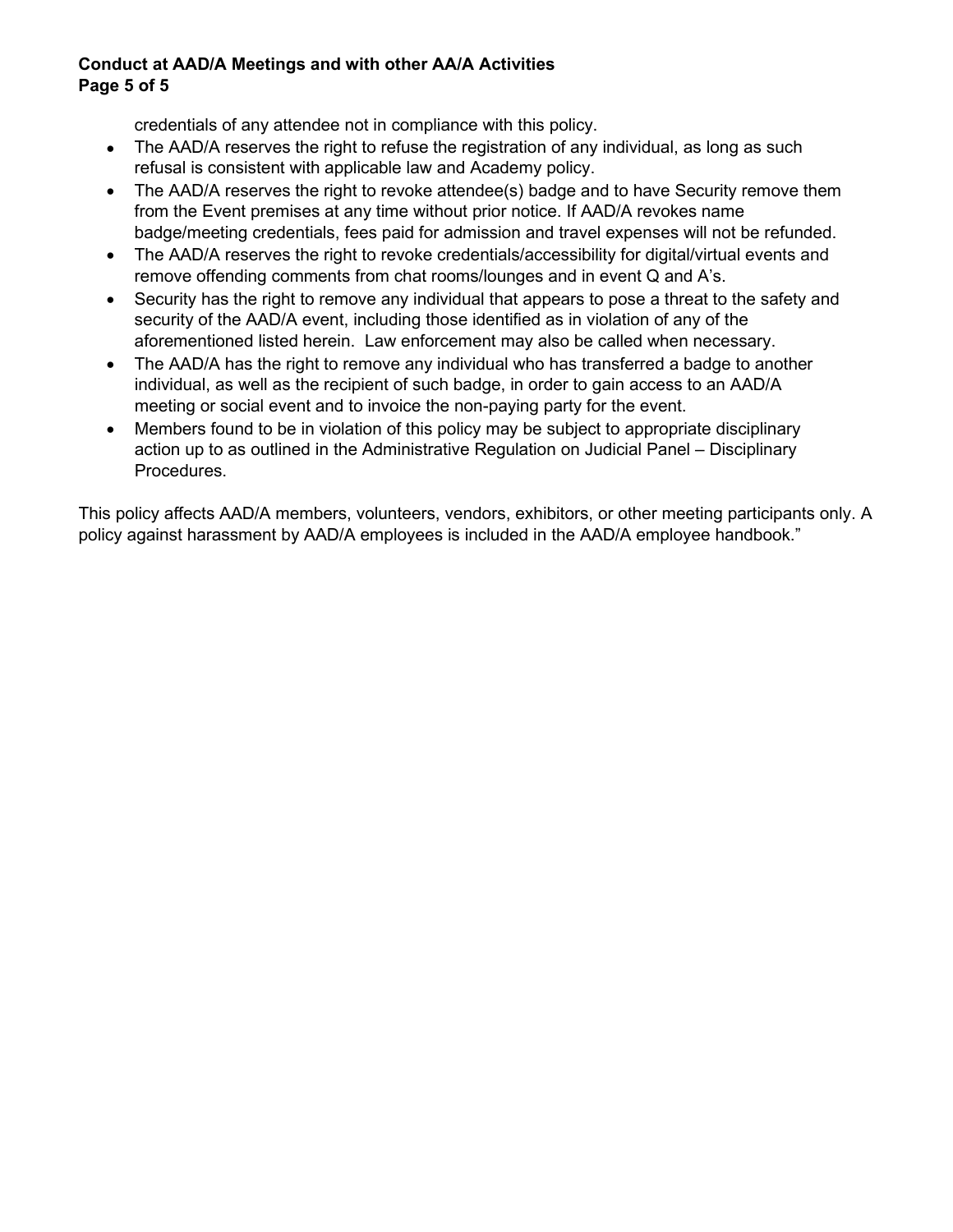credentials of any attendee not in compliance with this policy.

- The AAD/A reserves the right to refuse the registration of any individual, as long as such refusal is consistent with applicable law and Academy policy.
- The AAD/A reserves the right to revoke attendee(s) badge and to have Security remove them from the Event premises at any time without prior notice. If AAD/A revokes name badge/meeting credentials, fees paid for admission and travel expenses will not be refunded.
- The AAD/A reserves the right to revoke credentials/accessibility for digital/virtual events and remove offending comments from chat rooms/lounges and in event Q and A's.
- Security has the right to remove any individual that appears to pose a threat to the safety and security of the AAD/A event, including those identified as in violation of any of the aforementioned listed herein. Law enforcement may also be called when necessary.
- The AAD/A has the right to remove any individual who has transferred a badge to another individual, as well as the recipient of such badge, in order to gain access to an AAD/A meeting or social event and to invoice the non-paying party for the event.
- Members found to be in violation of this policy may be subject to appropriate disciplinary action up to as outlined in the Administrative Regulation on Judicial Panel – Disciplinary Procedures.

This policy affects AAD/A members, volunteers, vendors, exhibitors, or other meeting participants only. A policy against harassment by AAD/A employees is included in the AAD/A employee handbook."